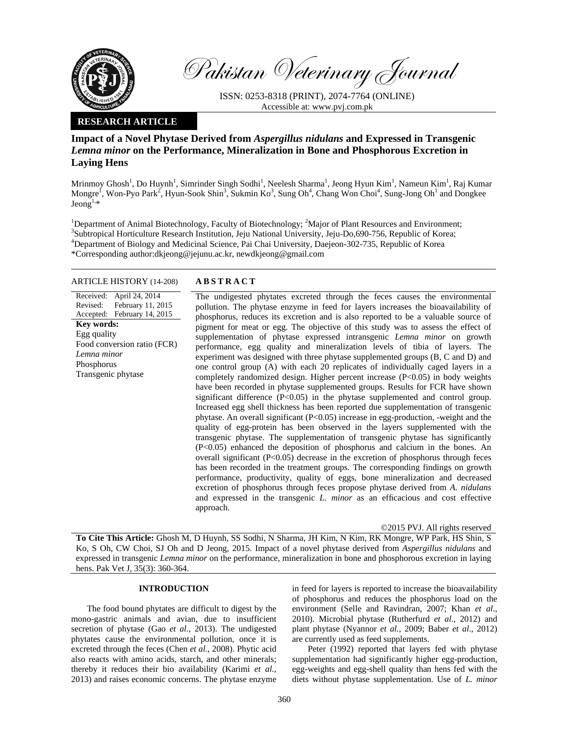Pakistan Veterinary Journal

ISSN: 0253-8318 (PRINT), 2074-7764 (ONLINE)
Accessible at: www.pvj.com.pk

**RESEARCH ARTICLE**

# Impact of a Novel Phytase Derived from *Aspergillus nidulans* and Expressed in Transgenic *Lemna minor* on the Performance, Mineralization in Bone and Phosphorous Excretion in Laying Hens

Mrinmoy Ghosh[1], Do Huynh[1], Simrinder Singh Sodhi[1], Neelesh Sharma[1], Jeong Hyun Kim[1], Nameun Kim[1], Raj Kumar Mongre[1], Won-Pyo Park[2], Hyun-Sook Shin[3], Sukmin Ko[3], Sung Oh[4], Chang Won Choi[4], Sung-Jong Oh[1] and Dongkee Jeong[1,*]

[1]Department of Animal Biotechnology, Faculty of Biotechnology; [2]Major of Plant Resources and Environment; [3]Subtropical Horticulture Research Institution, Jeju National University, Jeju-Do,690-756, Republic of Korea; [4]Department of Biology and Medicinal Science, Pai Chai University, Daejeon-302-735, Republic of Korea
*Corresponding author:dkjeong@jejunu.ac.kr, newdkjeong@gmail.com

ARTICLE HISTORY (14-208)

Received: April 24, 2014
Revised: February 11, 2015
Accepted: February 14, 2015

**Key words:**
Egg quality
Food conversion ratio (FCR)
*Lemna minor*
Phosphorus
Transgenic phytase

## ABSTRACT

The undigested phytates excreted through the feces causes the environmental pollution. The phytase enzyme in feed for layers increases the bioavailability of phosphorus, reduces its excretion and is also reported to be a valuable source of pigment for meat or egg. The objective of this study was to assess the effect of supplementation of phytase expressed intransgenic *Lemna minor* on growth performance, egg quality and mineralization levels of tibia of layers. The experiment was designed with three phytase supplemented groups (B, C and D) and one control group (A) with each 20 replicates of individually caged layers in a completely randomized design. Higher percent increase ($P<0.05$) in body weights have been recorded in phytase supplemented groups. Results for FCR have shown significant difference ($P<0.05$) in the phytase supplemented and control group. Increased egg shell thickness has been reported due supplementation of transgenic phytase. An overall significant ($P<0.05$) increase in egg-production, -weight and the quality of egg-protein has been observed in the layers supplemented with the transgenic phytase. The supplementation of transgenic phytase has significantly ($P<0.05$) enhanced the deposition of phosphorus and calcium in the bones. An overall significant ($P<0.05$) decrease in the excretion of phosphorus through feces has been recorded in the treatment groups. The corresponding findings on growth performance, productivity, quality of eggs, bone mineralization and decreased excretion of phosphorus through feces propose phytase derived from *A. nidulans* and expressed in the transgenic *L. minor* as an efficacious and cost effective approach.

©2015 PVJ. All rights reserved

**To Cite This Article:** Ghosh M, D Huynh, SS Sodhi, N Sharma, JH Kim, N Kim, RK Mongre, WP Park, HS Shin, S Ko, S Oh, CW Choi, SJ Oh and D Jeong, 2015. Impact of a novel phytase derived from *Aspergillus nidulans* and expressed in transgenic *Lemna minor* on the performance, mineralization in bone and phosphorous excretion in laying hens. Pak Vet J, 35(3): 360-364.

## INTRODUCTION

The food bound phytates are difficult to digest by the mono-gastric animals and avian, due to insufficient secretion of phytase (Gao *et al.*, 2013). The undigested phytates cause the environmental pollution, once it is excreted through the feces (Chen *et al.*, 2008). Phytic acid also reacts with amino acids, starch, and other minerals; thereby it reduces their bio availability (Karimi *et al.*, 2013) and raises economic concerns. The phytase enzyme in feed for layers is reported to increase the bioavailability of phosphorus and reduces the phosphorus load on the environment (Selle and Ravindran, 2007; Khan *et al.*, 2010). Microbial phytase (Rutherfurd *et al.*, 2012) and plant phytase (Nyannor *et al.*, 2009; Baber *et al.*, 2012) are currently used as feed supplements.

Peter (1992) reported that layers fed with phytase supplementation had significantly higher egg-production, egg-weights and egg-shell quality than hens fed with the diets without phytase supplementation. Use of *L. minor*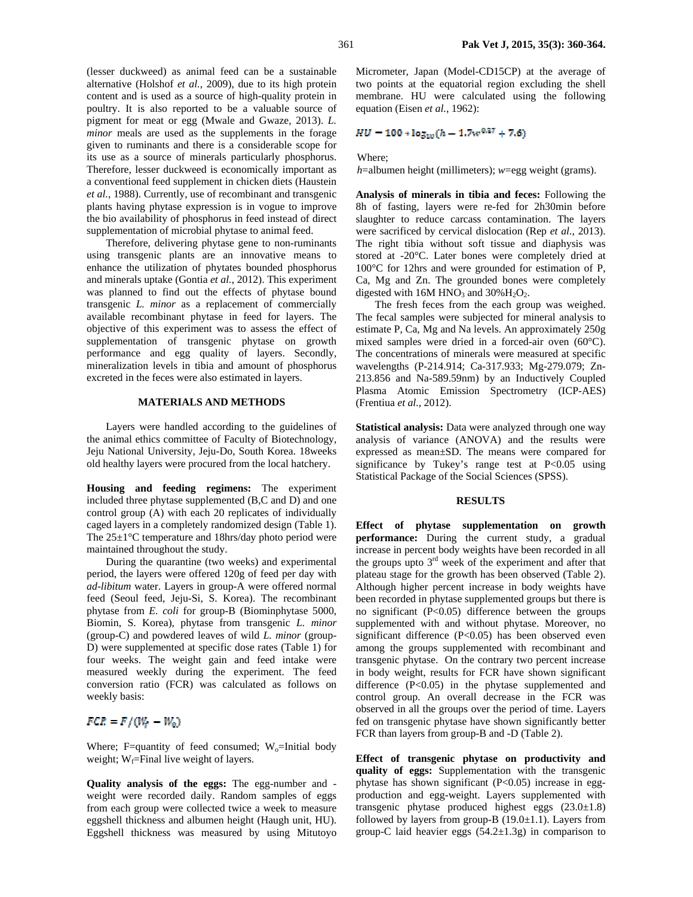(lesser duckweed) as animal feed can be a sustainable alternative (Holshof *et al.*, 2009), due to its high protein content and is used as a source of high-quality protein in poultry. It is also reported to be a valuable source of pigment for meat or egg (Mwale and Gwaze, 2013). *L. minor* meals are used as the supplements in the forage given to ruminants and there is a considerable scope for its use as a source of minerals particularly phosphorus. Therefore, lesser duckweed is economically important as a conventional feed supplement in chicken diets (Haustein *et al.*, 1988). Currently, use of recombinant and transgenic plants having phytase expression is in vogue to improve the bio availability of phosphorus in feed instead of direct supplementation of microbial phytase to animal feed.

Therefore, delivering phytase gene to non-ruminants using transgenic plants are an innovative means to enhance the utilization of phytates bounded phosphorus and minerals uptake (Gontia *et al.*, 2012). This experiment was planned to find out the effects of phytase bound transgenic *L. minor* as a replacement of commercially available recombinant phytase in feed for layers. The objective of this experiment was to assess the effect of supplementation of transgenic phytase on growth performance and egg quality of layers. Secondly, mineralization levels in tibia and amount of phosphorus excreted in the feces were also estimated in layers.

## MATERIALS AND METHODS

Layers were handled according to the guidelines of the animal ethics committee of Faculty of Biotechnology, Jeju National University, Jeju-Do, South Korea. 18weeks old healthy layers were procured from the local hatchery.

**Housing and feeding regimens:** The experiment included three phytase supplemented (B,C and D) and one control group (A) with each 20 replicates of individually caged layers in a completely randomized design (Table 1). The 25±1°C temperature and 18hrs/day photo period were maintained throughout the study.

During the quarantine (two weeks) and experimental period, the layers were offered 120g of feed per day with *ad-libitum* water. Layers in group-A were offered normal feed (Seoul feed, Jeju-Si, S. Korea). The recombinant phytase from *E. coli* for group-B (Biominphytase 5000, Biomin, S. Korea), phytase from transgenic *L. minor* (group-C) and powdered leaves of wild *L. minor* (group-D) were supplemented at specific dose rates (Table 1) for four weeks. The weight gain and feed intake were measured weekly during the experiment. The feed conversion ratio (FCR) was calculated as follows on weekly basis:

$$FCR = F/(W_f - W_0)$$

Where; F=quantity of feed consumed; $W_o$=Initial body weight; $W_f$=Final live weight of layers.

**Quality analysis of the eggs:** The egg-number and -weight were recorded daily. Random samples of eggs from each group were collected twice a week to measure eggshell thickness and albumen height (Haugh unit, HU). Eggshell thickness was measured by using Mitutoyo Micrometer, Japan (Model-CD15CP) at the average of two points at the equatorial region excluding the shell membrane. HU were calculated using the following equation (Eisen *et al.*, 1962):

$$HU = 100 * \log_{10}(h - 1.7w^{0.37} + 7.6)$$

Where;
*h*=albumen height (millimeters); *w*=egg weight (grams).

**Analysis of minerals in tibia and feces:** Following the 8h of fasting, layers were re-fed for 2h30min before slaughter to reduce carcass contamination. The layers were sacrificed by cervical dislocation (Rep *et al.*, 2013). The right tibia without soft tissue and diaphysis was stored at -20°C. Later bones were completely dried at 100°C for 12hrs and were grounded for estimation of P, Ca, Mg and Zn. The grounded bones were completely digested with 16M $HNO_3$ and 30%$H_2O_2$.

The fresh feces from the each group was weighed. The fecal samples were subjected for mineral analysis to estimate P, Ca, Mg and Na levels. An approximately 250g mixed samples were dried in a forced-air oven (60°C). The concentrations of minerals were measured at specific wavelengths (P-214.914; Ca-317.933; Mg-279.079; Zn-213.856 and Na-589.59nm) by an Inductively Coupled Plasma Atomic Emission Spectrometry (ICP-AES) (Frentiua *et al.*, 2012).

**Statistical analysis:** Data were analyzed through one way analysis of variance (ANOVA) and the results were expressed as mean±SD. The means were compared for significance by Tukey's range test at $P<0.05$ using Statistical Package of the Social Sciences (SPSS).

## RESULTS

**Effect of phytase supplementation on growth performance:** During the current study, a gradual increase in percent body weights have been recorded in all the groups upto 3rd week of the experiment and after that plateau stage for the growth has been observed (Table 2). Although higher percent increase in body weights have been recorded in phytase supplemented groups but there is no significant ($P<0.05$) difference between the groups supplemented with and without phytase. Moreover, no significant difference ($P<0.05$) has been observed even among the groups supplemented with recombinant and transgenic phytase. On the contrary two percent increase in body weight, results for FCR have shown significant difference ($P<0.05$) in the phytase supplemented and control group. An overall decrease in the FCR was observed in all the groups over the period of time. Layers fed on transgenic phytase have shown significantly better FCR than layers from group-B and -D (Table 2).

**Effect of transgenic phytase on productivity and quality of eggs:** Supplementation with the transgenic phytase has shown significant ($P<0.05$) increase in egg-production and egg-weight. Layers supplemented with transgenic phytase produced highest eggs (23.0±1.8) followed by layers from group-B (19.0±1.1). Layers from group-C laid heavier eggs (54.2±1.3g) in comparison to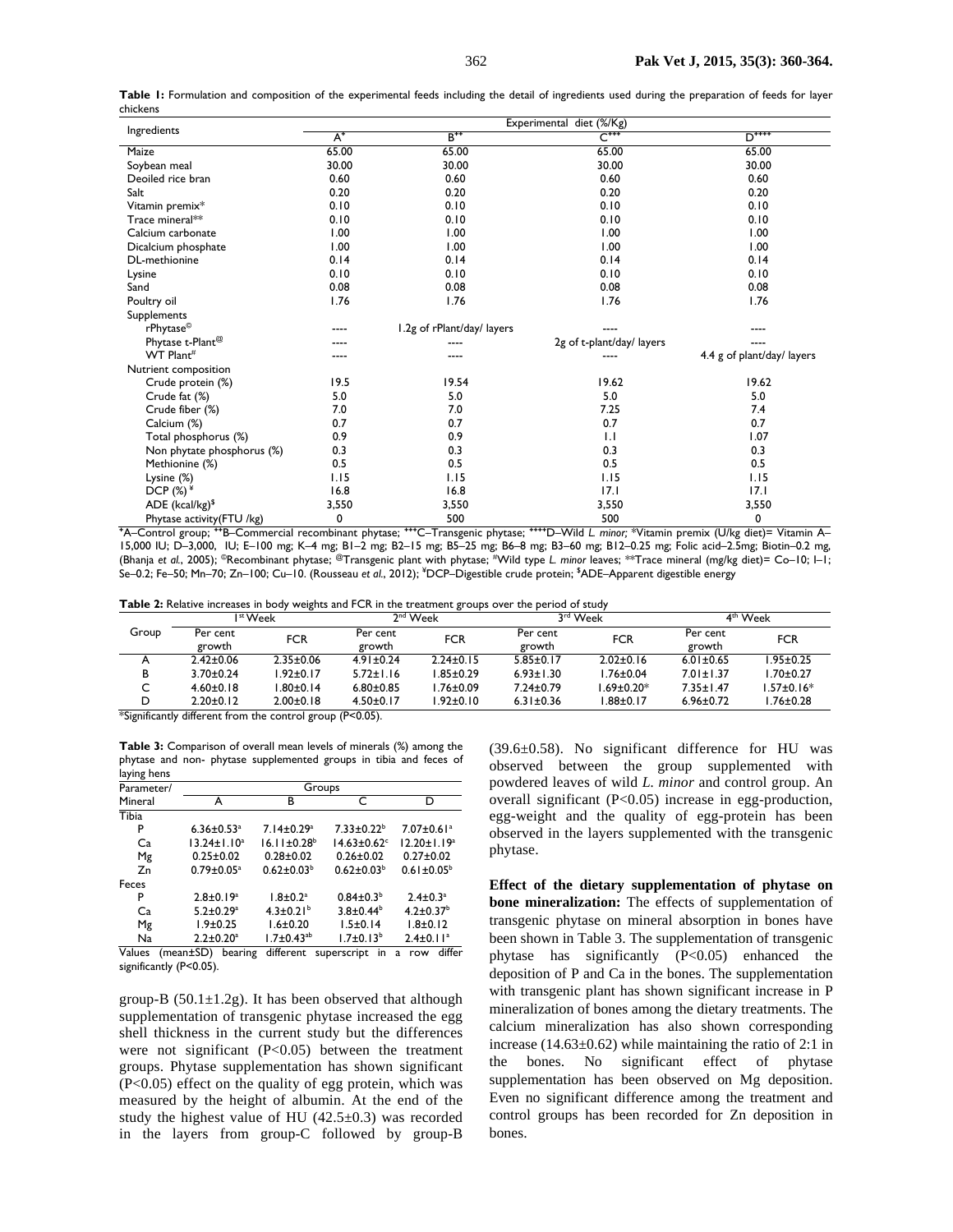**Table 1:** Formulation and composition of the experimental feeds including the detail of ingredients used during the preparation of feeds for layer chickens

| Ingredients | Experimental diet (%/Kg) | | | |
|---|---|---|---|---|
| | A* | B** | C*** | D**** |
| Maize | 65.00 | 65.00 | 65.00 | 65.00 |
| Soybean meal | 30.00 | 30.00 | 30.00 | 30.00 |
| Deoiled rice bran | 0.60 | 0.60 | 0.60 | 0.60 |
| Salt | 0.20 | 0.20 | 0.20 | 0.20 |
| Vitamin premix* | 0.10 | 0.10 | 0.10 | 0.10 |
| Trace mineral** | 0.10 | 0.10 | 0.10 | 0.10 |
| Calcium carbonate | 1.00 | 1.00 | 1.00 | 1.00 |
| Dicalcium phosphate | 1.00 | 1.00 | 1.00 | 1.00 |
| DL-methionine | 0.14 | 0.14 | 0.14 | 0.14 |
| Lysine | 0.10 | 0.10 | 0.10 | 0.10 |
| Sand | 0.08 | 0.08 | 0.08 | 0.08 |
| Poultry oil | 1.76 | 1.76 | 1.76 | 1.76 |
| Supplements | | | | |
| rPhytase© | ---- | 1.2g of rPlant/day/ layers | ---- | ---- |
| Phytase t-Plant@ | ---- | ---- | 2g of t-plant/day/ layers | ---- |
| WT Plant# | ---- | ---- | ---- | 4.4 g of plant/day/ layers |
| Nutrient composition | | | | |
| Crude protein (%) | 19.5 | 19.54 | 19.62 | 19.62 |
| Crude fat (%) | 5.0 | 5.0 | 5.0 | 5.0 |
| Crude fiber (%) | 7.0 | 7.0 | 7.25 | 7.4 |
| Calcium (%) | 0.7 | 0.7 | 0.7 | 0.7 |
| Total phosphorus (%) | 0.9 | 0.9 | 1.1 | 1.07 |
| Non phytate phosphorus (%) | 0.3 | 0.3 | 0.3 | 0.3 |
| Methionine (%) | 0.5 | 0.5 | 0.5 | 0.5 |
| Lysine (%) | 1.15 | 1.15 | 1.15 | 1.15 |
| DCP (%) ¥ | 16.8 | 16.8 | 17.1 | 17.1 |
| ADE (kcal/kg)$ | 3,550 | 3,550 | 3,550 | 3,550 |
| Phytase activity(FTU /kg) | 0 | 500 | 500 | 0 |

*A–Control group; **B–Commercial recombinant phytase; ***C–Transgenic phytase; ****D–Wild *L. minor;* *Vitamin premix (U/kg diet)= Vitamin A–15,000 IU; D–3,000, IU; E–100 mg; K–4 mg; B1–2 mg; B2–15 mg; B5–25 mg; B6–8 mg; B3–60 mg; B12–0.25 mg; Folic acid–2.5mg; Biotin–0.2 mg, (Bhanja *et al.*, 2005); ©Recombinant phytase; @Transgenic plant with phytase; #Wild type *L. minor* leaves; **Trace mineral (mg/kg diet)= Co–10; I–1; Se–0.2; Fe–50; Mn–70; Zn–100; Cu–10. (Rousseau *et al.*, 2012); ¥DCP–Digestible crude protein; $ADE–Apparent digestible energy

**Table 2:** Relative increases in body weights and FCR in the treatment groups over the period of study

| Group | 1st Week | | 2nd Week | | 3rd Week | | 4th Week | |
|---|---|---|---|---|---|---|---|---|
| | Per cent growth | FCR | Per cent growth | FCR | Per cent growth | FCR | Per cent growth | FCR |
| A | 2.42±0.06 | 2.35±0.06 | 4.91±0.24 | 2.24±0.15 | 5.85±0.17 | 2.02±0.16 | 6.01±0.65 | 1.95±0.25 |
| B | 3.70±0.24 | 1.92±0.17 | 5.72±1.16 | 1.85±0.29 | 6.93±1.30 | 1.76±0.04 | 7.01±1.37 | 1.70±0.27 |
| C | 4.60±0.18 | 1.80±0.14 | 6.80±0.85 | 1.76±0.09 | 7.24±0.79 | 1.69±0.20* | 7.35±1.47 | 1.57±0.16* |
| D | 2.20±0.12 | 2.00±0.18 | 4.50±0.17 | 1.92±0.10 | 6.31±0.36 | 1.88±0.17 | 6.96±0.72 | 1.76±0.28 |

*Significantly different from the control group (P<0.05).

**Table 3:** Comparison of overall mean levels of minerals (%) among the phytase and non- phytase supplemented groups in tibia and feces of laying hens

| Parameter/ Mineral | Groups | | | |
|---|---|---|---|---|
| | A | B | C | D |
| Tibia | | | | |
| P | 6.36±0.53ᵃ | 7.14±0.29ᵃ | 7.33±0.22ᵇ | 7.07±0.61ᵃ |
| Ca | 13.24±1.10ᵃ | 16.11±0.28ᵇ | 14.63±0.62ᶜ | 12.20±1.19ᵃ |
| Mg | 0.25±0.02 | 0.28±0.02 | 0.26±0.02 | 0.27±0.02 |
| Zn | 0.79±0.05ᵃ | 0.62±0.03ᵇ | 0.62±0.03ᵇ | 0.61±0.05ᵇ |
| Feces | | | | |
| P | 2.8±0.19ᵃ | 1.8±0.2ᵃ | 0.84±0.3ᵇ | 2.4±0.3ᵃ |
| Ca | 5.2±0.29ᵃ | 4.3±0.21ᵇ | 3.8±0.44ᵇ | 4.2±0.37ᵇ |
| Mg | 1.9±0.25 | 1.6±0.20 | 1.5±0.14 | 1.8±0.12 |
| Na | 2.2±0.20ᵃ | 1.7±0.43ᵃᵇ | 1.7±0.13ᵇ | 2.4±0.11ᵃ |

Values (mean±SD) bearing different superscript in a row differ significantly (P<0.05).

group-B (50.1±1.2g). It has been observed that although supplementation of transgenic phytase increased the egg shell thickness in the current study but the differences were not significant (P<0.05) between the treatment groups. Phytase supplementation has shown significant (P<0.05) effect on the quality of egg protein, which was measured by the height of albumin. At the end of the study the highest value of HU (42.5±0.3) was recorded in the layers from group-C followed by group-B (39.6±0.58). No significant difference for HU was observed between the group supplemented with powdered leaves of wild *L. minor* and control group. An overall significant (P<0.05) increase in egg-production, egg-weight and the quality of egg-protein has been observed in the layers supplemented with the transgenic phytase.

**Effect of the dietary supplementation of phytase on bone mineralization:** The effects of supplementation of transgenic phytase on mineral absorption in bones have been shown in Table 3. The supplementation of transgenic phytase has significantly (P<0.05) enhanced the deposition of P and Ca in the bones. The supplementation with transgenic plant has shown significant increase in P mineralization of bones among the dietary treatments. The calcium mineralization has also shown corresponding increase (14.63±0.62) while maintaining the ratio of 2:1 in the bones. No significant effect of phytase supplementation has been observed on Mg deposition. Even no significant difference among the treatment and control groups has been recorded for Zn deposition in bones.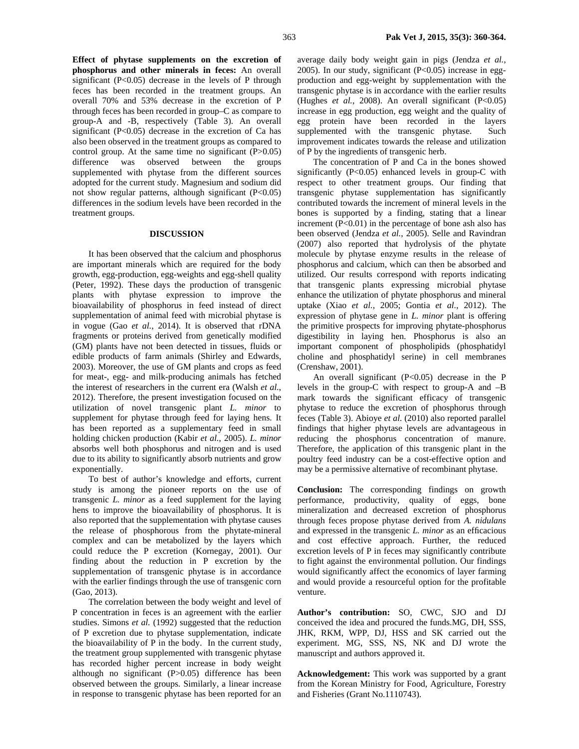**Effect of phytase supplements on the excretion of phosphorus and other minerals in feces:** An overall significant ($P<0.05$) decrease in the levels of P through feces has been recorded in the treatment groups. An overall 70% and 53% decrease in the excretion of P through feces has been recorded in group–C as compare to group-A and -B, respectively (Table 3). An overall significant ($P<0.05$) decrease in the excretion of Ca has also been observed in the treatment groups as compared to control group. At the same time no significant ($P>0.05$) difference was observed between the groups supplemented with phytase from the different sources adopted for the current study. Magnesium and sodium did not show regular patterns, although significant ($P<0.05$) differences in the sodium levels have been recorded in the treatment groups.

## DISCUSSION

It has been observed that the calcium and phosphorus are important minerals which are required for the body growth, egg-production, egg-weights and egg-shell quality (Peter, 1992). These days the production of transgenic plants with phytase expression to improve the bioavailability of phosphorus in feed instead of direct supplementation of animal feed with microbial phytase is in vogue (Gao *et al.*, 2014). It is observed that rDNA fragments or proteins derived from genetically modified (GM) plants have not been detected in tissues, fluids or edible products of farm animals (Shirley and Edwards, 2003). Moreover, the use of GM plants and crops as feed for meat-, egg- and milk-producing animals has fetched the interest of researchers in the current era (Walsh *et al.*, 2012). Therefore, the present investigation focused on the utilization of novel transgenic plant *L. minor* to supplement for phytase through feed for laying hens. It has been reported as a supplementary feed in small holding chicken production (Kabir *et al.*, 2005). *L. minor* absorbs well both phosphorus and nitrogen and is used due to its ability to significantly absorb nutrients and grow exponentially.

To best of author's knowledge and efforts, current study is among the pioneer reports on the use of transgenic *L. minor* as a feed supplement for the laying hens to improve the bioavailability of phosphorus. It is also reported that the supplementation with phytase causes the release of phosphorous from the phytate-mineral complex and can be metabolized by the layers which could reduce the P excretion (Kornegay, 2001). Our finding about the reduction in P excretion by the supplementation of transgenic phytase is in accordance with the earlier findings through the use of transgenic corn (Gao, 2013).

The correlation between the body weight and level of P concentration in feces is an agreement with the earlier studies. Simons *et al.* (1992) suggested that the reduction of P excretion due to phytase supplementation, indicate the bioavailability of P in the body. In the current study, the treatment group supplemented with transgenic phytase has recorded higher percent increase in body weight although no significant ($P>0.05$) difference has been observed between the groups. Similarly, a linear increase in response to transgenic phytase has been reported for an average daily body weight gain in pigs (Jendza *et al.*, 2005). In our study, significant ($P<0.05$) increase in egg-production and egg-weight by supplementation with the transgenic phytase is in accordance with the earlier results (Hughes *et al.*, 2008). An overall significant ($P<0.05$) increase in egg production, egg weight and the quality of egg protein have been recorded in the layers supplemented with the transgenic phytase. Such improvement indicates towards the release and utilization of P by the ingredients of transgenic herb.

The concentration of P and Ca in the bones showed significantly ($P<0.05$) enhanced levels in group-C with respect to other treatment groups. Our finding that transgenic phytase supplementation has significantly contributed towards the increment of mineral levels in the bones is supported by a finding, stating that a linear increment ($P<0.01$) in the percentage of bone ash also has been observed (Jendza *et al.*, 2005). Selle and Ravindran (2007) also reported that hydrolysis of the phytate molecule by phytase enzyme results in the release of phosphorus and calcium, which can then be absorbed and utilized. Our results correspond with reports indicating that transgenic plants expressing microbial phytase enhance the utilization of phytate phosphorus and mineral uptake (Xiao *et al.*, 2005; Gontia *et al.*, 2012). The expression of phytase gene in *L. minor* plant is offering the primitive prospects for improving phytate-phosphorus digestibility in laying hen. Phosphorus is also an important component of phospholipids (phosphatidyl choline and phosphatidyl serine) in cell membranes (Crenshaw, 2001).

An overall significant ($P<0.05$) decrease in the P levels in the group-C with respect to group-A and –B mark towards the significant efficacy of transgenic phytase to reduce the excretion of phosphorus through feces (Table 3). Abioye *et al.* (2010) also reported parallel findings that higher phytase levels are advantageous in reducing the phosphorus concentration of manure. Therefore, the application of this transgenic plant in the poultry feed industry can be a cost-effective option and may be a permissive alternative of recombinant phytase.

**Conclusion:** The corresponding findings on growth performance, productivity, quality of eggs, bone mineralization and decreased excretion of phosphorus through feces propose phytase derived from *A. nidulans* and expressed in the transgenic *L. minor* as an efficacious and cost effective approach. Further, the reduced excretion levels of P in feces may significantly contribute to fight against the environmental pollution. Our findings would significantly affect the economics of layer farming and would provide a resourceful option for the profitable venture.

**Author's contribution:** SO, CWC, SJO and DJ conceived the idea and procured the funds.MG, DH, SSS, JHK, RKM, WPP, DJ, HSS and SK carried out the experiment. MG, SSS, NS, NK and DJ wrote the manuscript and authors approved it.

**Acknowledgement:** This work was supported by a grant from the Korean Ministry for Food, Agriculture, Forestry and Fisheries (Grant No.1110743).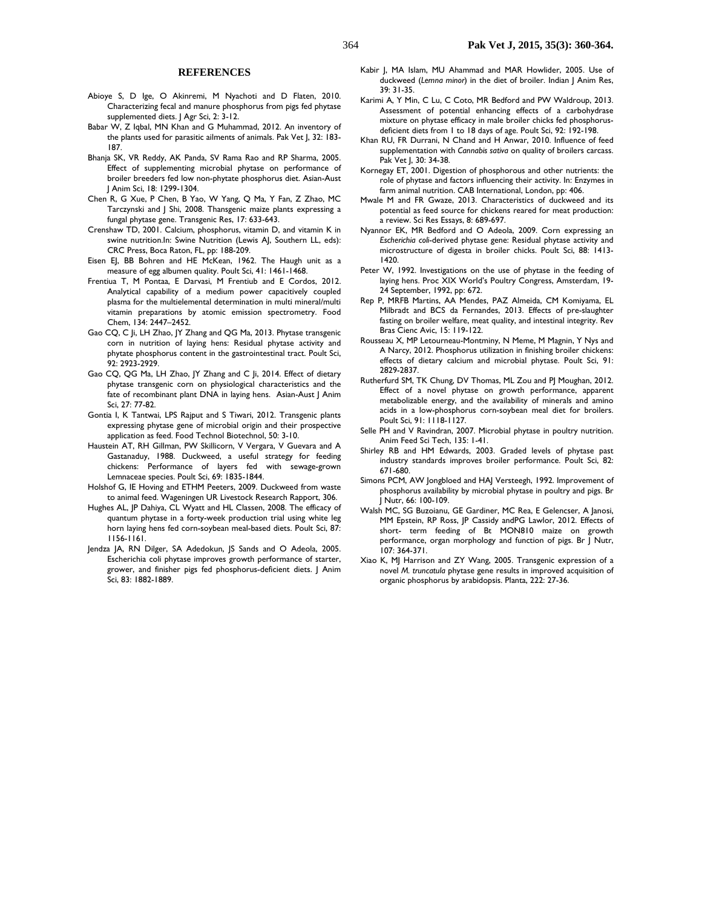## REFERENCES

Abioye S, D Ige, O Akinremi, M Nyachoti and D Flaten, 2010. Characterizing fecal and manure phosphorus from pigs fed phytase supplemented diets. J Agr Sci, 2: 3-12.

Babar W, Z Iqbal, MN Khan and G Muhammad, 2012. An inventory of the plants used for parasitic ailments of animals. Pak Vet J, 32: 183-187.

Bhanja SK, VR Reddy, AK Panda, SV Rama Rao and RP Sharma, 2005. Effect of supplementing microbial phytase on performance of broiler breeders fed low non-phytate phosphorus diet. Asian-Aust J Anim Sci, 18: 1299-1304.

Chen R, G Xue, P Chen, B Yao, W Yang, Q Ma, Y Fan, Z Zhao, MC Tarczynski and J Shi, 2008. Thansgenic maize plants expressing a fungal phytase gene. Transgenic Res, 17: 633-643.

Crenshaw TD, 2001. Calcium, phosphorus, vitamin D, and vitamin K in swine nutrition.In: Swine Nutrition (Lewis AJ, Southern LL, eds): CRC Press, Boca Raton, FL, pp: 188-209.

Eisen EJ, BB Bohren and HE McKean, 1962. The Haugh unit as a measure of egg albumen quality. Poult Sci, 41: 1461-1468.

Frentiua T, M Pontaa, E Darvasi, M Frentiub and E Cordos, 2012. Analytical capability of a medium power capacitively coupled plasma for the multielemental determination in multi mineral/multi vitamin preparations by atomic emission spectrometry. Food Chem, 134: 2447–2452.

Gao CQ, C Ji, LH Zhao, JY Zhang and QG Ma, 2013. Phytase transgenic corn in nutrition of laying hens: Residual phytase activity and phytate phosphorus content in the gastrointestinal tract. Poult Sci, 92: 2923-2929.

Gao CQ, QG Ma, LH Zhao, JY Zhang and C Ji, 2014. Effect of dietary phytase transgenic corn on physiological characteristics and the fate of recombinant plant DNA in laying hens. Asian-Aust J Anim Sci, 27: 77-82.

Gontia I, K Tantwai, LPS Rajput and S Tiwari, 2012. Transgenic plants expressing phytase gene of microbial origin and their prospective application as feed. Food Technol Biotechnol, 50: 3-10.

Haustein AT, RH Gillman, PW Skillicorn, V Vergara, V Guevara and A Gastanaduy, 1988. Duckweed, a useful strategy for feeding chickens: Performance of layers fed with sewage-grown Lemnaceae species. Poult Sci, 69: 1835-1844.

Holshof G, IE Hoving and ETHM Peeters, 2009. Duckweed from waste to animal feed. Wageningen UR Livestock Research Rapport, 306.

Hughes AL, JP Dahiya, CL Wyatt and HL Classen, 2008. The efficacy of quantum phytase in a forty-week production trial using white leg horn laying hens fed corn-soybean meal-based diets. Poult Sci, 87: 1156-1161.

Jendza JA, RN Dilger, SA Adedokun, JS Sands and O Adeola, 2005. Escherichia coli phytase improves growth performance of starter, grower, and finisher pigs fed phosphorus-deficient diets. J Anim Sci, 83: 1882-1889.

Kabir J, MA Islam, MU Ahammad and MAR Howlider, 2005. Use of duckweed (*Lemna minor*) in the diet of broiler. Indian J Anim Res, 39: 31-35.

Karimi A, Y Min, C Lu, C Coto, MR Bedford and PW Waldroup, 2013. Assessment of potential enhancing effects of a carbohydrase mixture on phytase efficacy in male broiler chicks fed phosphorus-deficient diets from 1 to 18 days of age. Poult Sci, 92: 192-198.

Khan RU, FR Durrani, N Chand and H Anwar, 2010. Influence of feed supplementation with *Cannabis sativa* on quality of broilers carcass. Pak Vet J, 30: 34-38.

Kornegay ET, 2001. Digestion of phosphorous and other nutrients: the role of phytase and factors influencing their activity. In: Enzymes in farm animal nutrition. CAB International, London, pp: 406.

Mwale M and FR Gwaze, 2013. Characteristics of duckweed and its potential as feed source for chickens reared for meat production: a review. Sci Res Essays, 8: 689-697.

Nyannor EK, MR Bedford and O Adeola, 2009. Corn expressing an *Escherichia coli*-derived phytase gene: Residual phytase activity and microstructure of digesta in broiler chicks. Poult Sci, 88: 1413-1420.

Peter W, 1992. Investigations on the use of phytase in the feeding of laying hens. Proc XIX World's Poultry Congress, Amsterdam, 19-24 September, 1992, pp: 672.

Rep P, MRFB Martins, AA Mendes, PAZ Almeida, CM Komiyama, EL Milbradt and BCS da Fernandes, 2013. Effects of pre-slaughter fasting on broiler welfare, meat quality, and intestinal integrity. Rev Bras Cienc Avic, 15: 119-122.

Rousseau X, MP Letourneau-Montminy, N Meme, M Magnin, Y Nys and A Narcy, 2012. Phosphorus utilization in finishing broiler chickens: effects of dietary calcium and microbial phytase. Poult Sci, 91: 2829-2837.

Rutherfurd SM, TK Chung, DV Thomas, ML Zou and PJ Moughan, 2012. Effect of a novel phytase on growth performance, apparent metabolizable energy, and the availability of minerals and amino acids in a low-phosphorus corn-soybean meal diet for broilers. Poult Sci, 91: 1118-1127.

Selle PH and V Ravindran, 2007. Microbial phytase in poultry nutrition. Anim Feed Sci Tech, 135: 1-41.

Shirley RB and HM Edwards, 2003. Graded levels of phytase past industry standards improves broiler performance. Poult Sci, 82: 671-680.

Simons PCM, AW Jongbloed and HAJ Versteegh, 1992. Improvement of phosphorus availability by microbial phytase in poultry and pigs. Br J Nutr, 66: 100-109.

Walsh MC, SG Buzoianu, GE Gardiner, MC Rea, E Gelencser, A Janosi, MM Epstein, RP Ross, JP Cassidy andPG Lawlor, 2012. Effects of short- term feeding of Bt MON810 maize on growth performance, organ morphology and function of pigs. Br J Nutr, 107: 364-371.

Xiao K, MJ Harrison and ZY Wang, 2005. Transgenic expression of a novel *M. truncatula* phytase gene results in improved acquisition of organic phosphorus by arabidopsis. Planta, 222: 27-36.